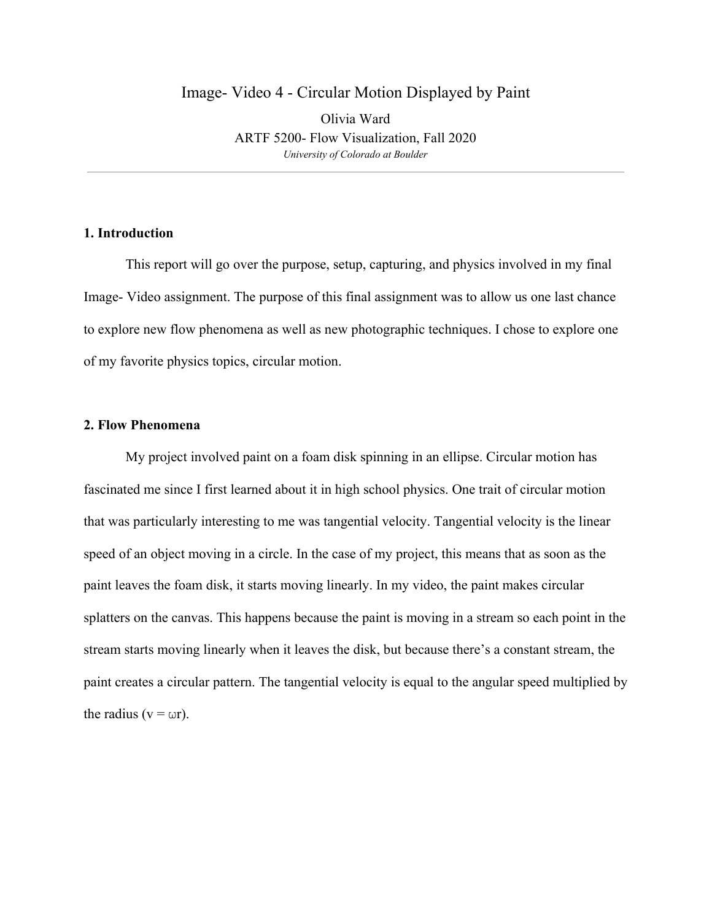# Image- Video 4 - Circular Motion Displayed by Paint

Olivia Ward

ARTF 5200- Flow Visualization, Fall 2020

*University of Colorado at Boulder*

---

## 1. Introduction

This report will go over the purpose, setup, capturing, and physics involved in my final Image- Video assignment. The purpose of this final assignment was to allow us one last chance to explore new flow phenomena as well as new photographic techniques. I chose to explore one of my favorite physics topics, circular motion.

## 2. Flow Phenomena

My project involved paint on a foam disk spinning in an ellipse. Circular motion has fascinated me since I first learned about it in high school physics. One trait of circular motion that was particularly interesting to me was tangential velocity. Tangential velocity is the linear speed of an object moving in a circle. In the case of my project, this means that as soon as the paint leaves the foam disk, it starts moving linearly. In my video, the paint makes circular splatters on the canvas. This happens because the paint is moving in a stream so each point in the stream starts moving linearly when it leaves the disk, but because there's a constant stream, the paint creates a circular pattern. The tangential velocity is equal to the angular speed multiplied by the radius ($v = \omega r$).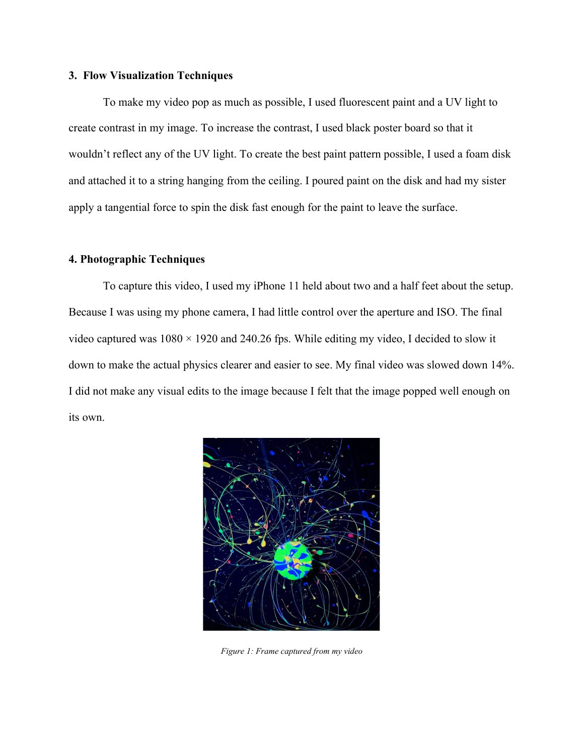### 3. Flow Visualization Techniques

To make my video pop as much as possible, I used fluorescent paint and a UV light to create contrast in my image. To increase the contrast, I used black poster board so that it wouldn't reflect any of the UV light. To create the best paint pattern possible, I used a foam disk and attached it to a string hanging from the ceiling. I poured paint on the disk and had my sister apply a tangential force to spin the disk fast enough for the paint to leave the surface.

### 4. Photographic Techniques

To capture this video, I used my iPhone 11 held about two and a half feet about the setup. Because I was using my phone camera, I had little control over the aperture and ISO. The final video captured was 1080 × 1920 and 240.26 fps. While editing my video, I decided to slow it down to make the actual physics clearer and easier to see. My final video was slowed down 14%. I did not make any visual edits to the image because I felt that the image popped well enough on its own.

*Figure 1: Frame captured from my video*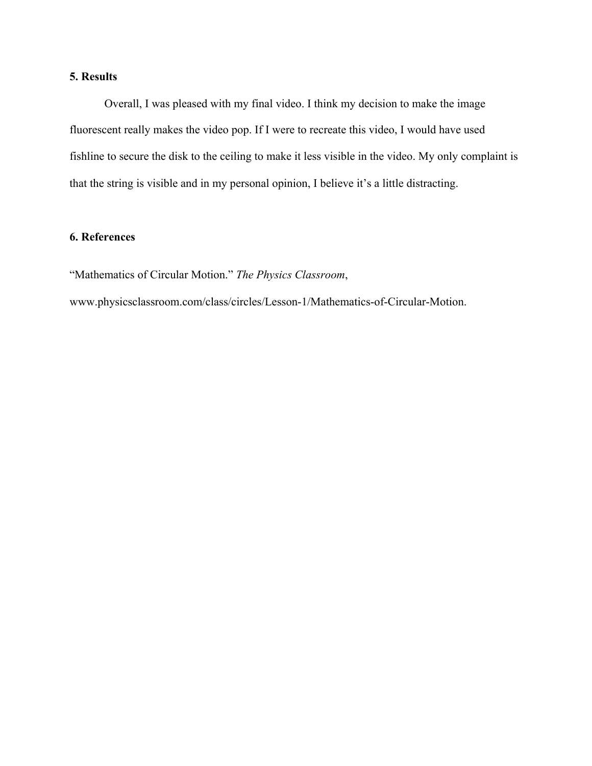## 5. Results

Overall, I was pleased with my final video. I think my decision to make the image fluorescent really makes the video pop. If I were to recreate this video, I would have used fishline to secure the disk to the ceiling to make it less visible in the video. My only complaint is that the string is visible and in my personal opinion, I believe it's a little distracting.

## 6. References

"Mathematics of Circular Motion." *The Physics Classroom*, www.physicsclassroom.com/class/circles/Lesson-1/Mathematics-of-Circular-Motion.